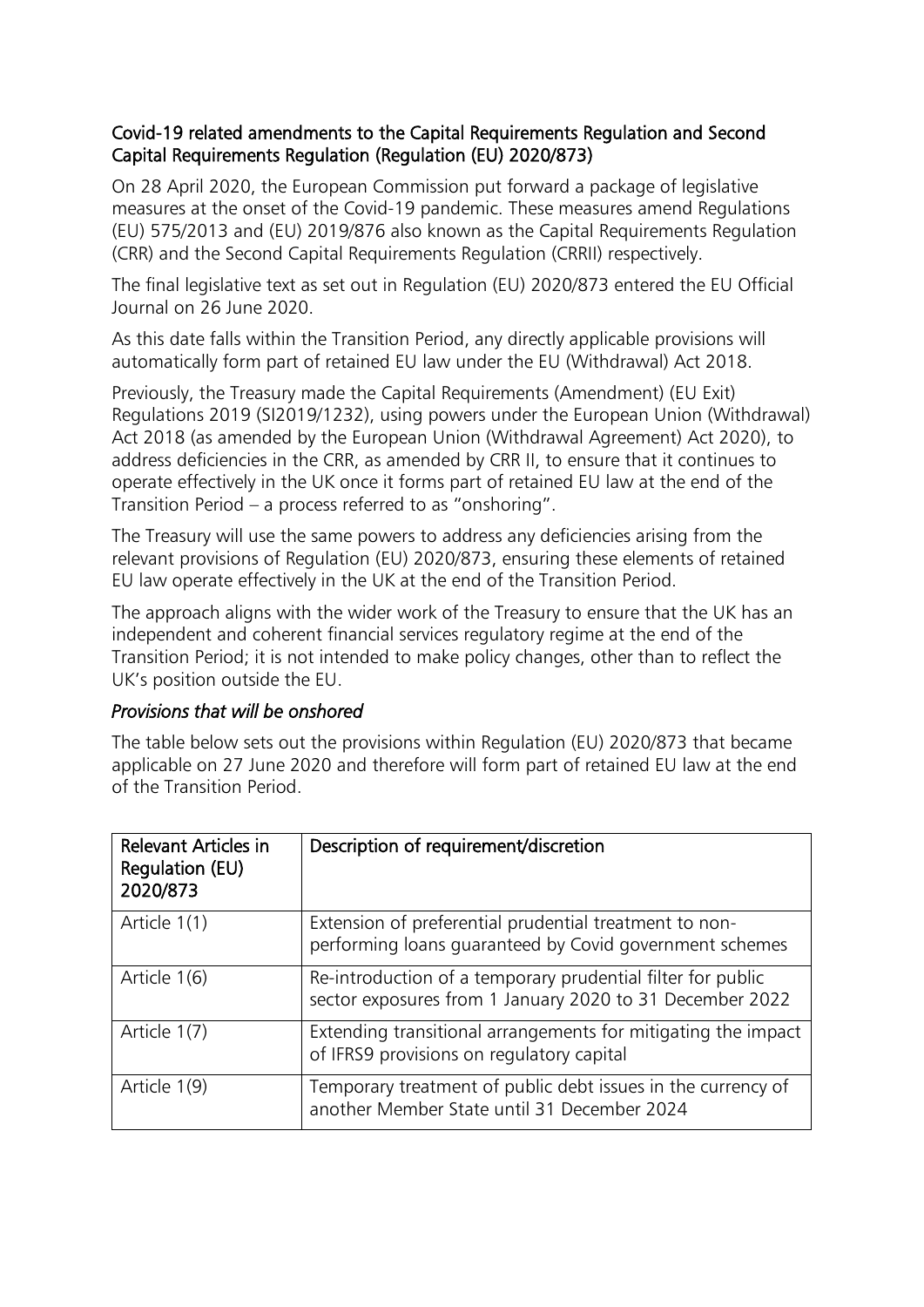## Covid-19 related amendments to the Capital Requirements Regulation and Second Capital Requirements Regulation (Regulation (EU) 2020/873)

On 28 April 2020, the European Commission put forward a package of legislative measures at the onset of the Covid-19 pandemic. These measures amend Regulations (EU) 575/2013 and (EU) 2019/876 also known as the Capital Requirements Regulation (CRR) and the Second Capital Requirements Regulation (CRRII) respectively.

The final legislative text as set out in Regulation (EU) 2020/873 entered the EU Official Journal on 26 June 2020.

As this date falls within the Transition Period, any directly applicable provisions will automatically form part of retained EU law under the EU (Withdrawal) Act 2018.

Previously, the Treasury made the Capital Requirements (Amendment) (EU Exit) Regulations 2019 (SI2019/1232), using powers under the European Union (Withdrawal) Act 2018 (as amended by the European Union (Withdrawal Agreement) Act 2020), to address deficiencies in the CRR, as amended by CRR II, to ensure that it continues to operate effectively in the UK once it forms part of retained EU law at the end of the Transition Period – a process referred to as "onshoring".

The Treasury will use the same powers to address any deficiencies arising from the relevant provisions of Regulation (EU) 2020/873, ensuring these elements of retained EU law operate effectively in the UK at the end of the Transition Period.

The approach aligns with the wider work of the Treasury to ensure that the UK has an independent and coherent financial services regulatory regime at the end of the Transition Period; it is not intended to make policy changes, other than to reflect the UK's position outside the EU.

### *Provisions that will be onshored*

The table below sets out the provisions within Regulation (EU) 2020/873 that became applicable on 27 June 2020 and therefore will form part of retained EU law at the end of the Transition Period.

| Relevant Articles in Regulation (EU) 2020/873 | Description of requirement/discretion |
|---|---|
| Article 1(1) | Extension of preferential prudential treatment to non-performing loans guaranteed by Covid government schemes |
| Article 1(6) | Re-introduction of a temporary prudential filter for public sector exposures from 1 January 2020 to 31 December 2022 |
| Article 1(7) | Extending transitional arrangements for mitigating the impact of IFRS9 provisions on regulatory capital |
| Article 1(9) | Temporary treatment of public debt issues in the currency of another Member State until 31 December 2024 |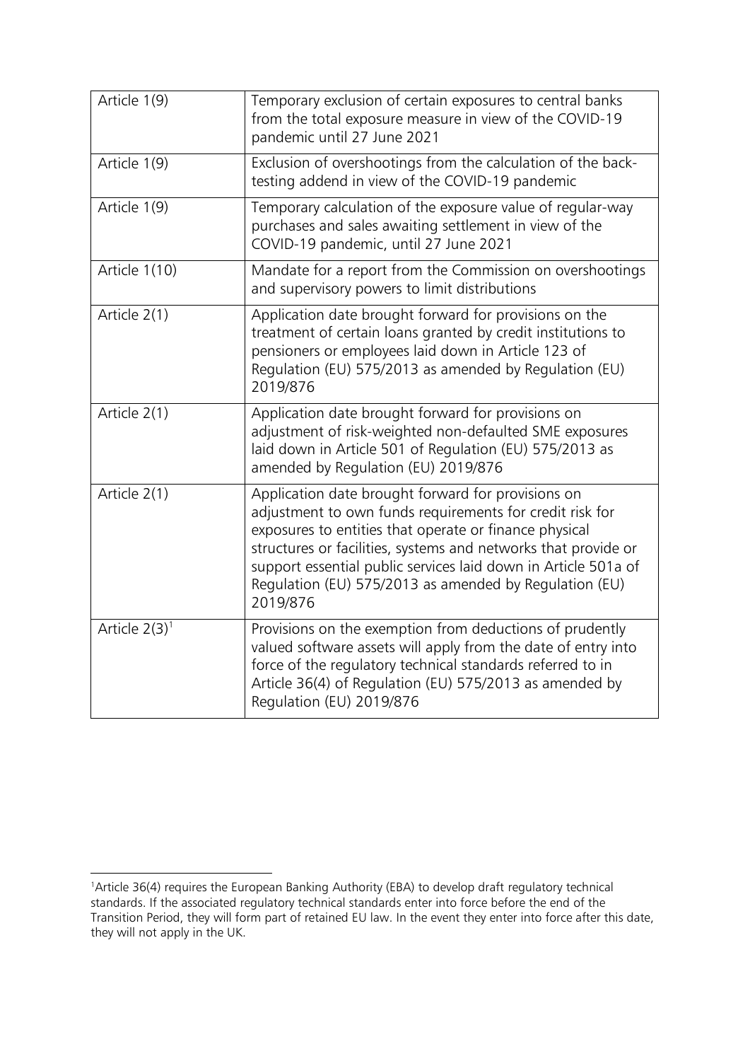| | |
|---|---|
| Article 1(9) | Temporary exclusion of certain exposures to central banks from the total exposure measure in view of the COVID-19 pandemic until 27 June 2021 |
| Article 1(9) | Exclusion of overshootings from the calculation of the back-testing addend in view of the COVID-19 pandemic |
| Article 1(9) | Temporary calculation of the exposure value of regular-way purchases and sales awaiting settlement in view of the COVID-19 pandemic, until 27 June 2021 |
| Article 1(10) | Mandate for a report from the Commission on overshootings and supervisory powers to limit distributions |
| Article 2(1) | Application date brought forward for provisions on the treatment of certain loans granted by credit institutions to pensioners or employees laid down in Article 123 of Regulation (EU) 575/2013 as amended by Regulation (EU) 2019/876 |
| Article 2(1) | Application date brought forward for provisions on adjustment of risk-weighted non-defaulted SME exposures laid down in Article 501 of Regulation (EU) 575/2013 as amended by Regulation (EU) 2019/876 |
| Article 2(1) | Application date brought forward for provisions on adjustment to own funds requirements for credit risk for exposures to entities that operate or finance physical structures or facilities, systems and networks that provide or support essential public services laid down in Article 501a of Regulation (EU) 575/2013 as amended by Regulation (EU) 2019/876 |
| Article 2(3)[1] | Provisions on the exemption from deductions of prudently valued software assets will apply from the date of entry into force of the regulatory technical standards referred to in Article 36(4) of Regulation (EU) 575/2013 as amended by Regulation (EU) 2019/876 |

[1]Article 36(4) requires the European Banking Authority (EBA) to develop draft regulatory technical standards. If the associated regulatory technical standards enter into force before the end of the Transition Period, they will form part of retained EU law. In the event they enter into force after this date, they will not apply in the UK.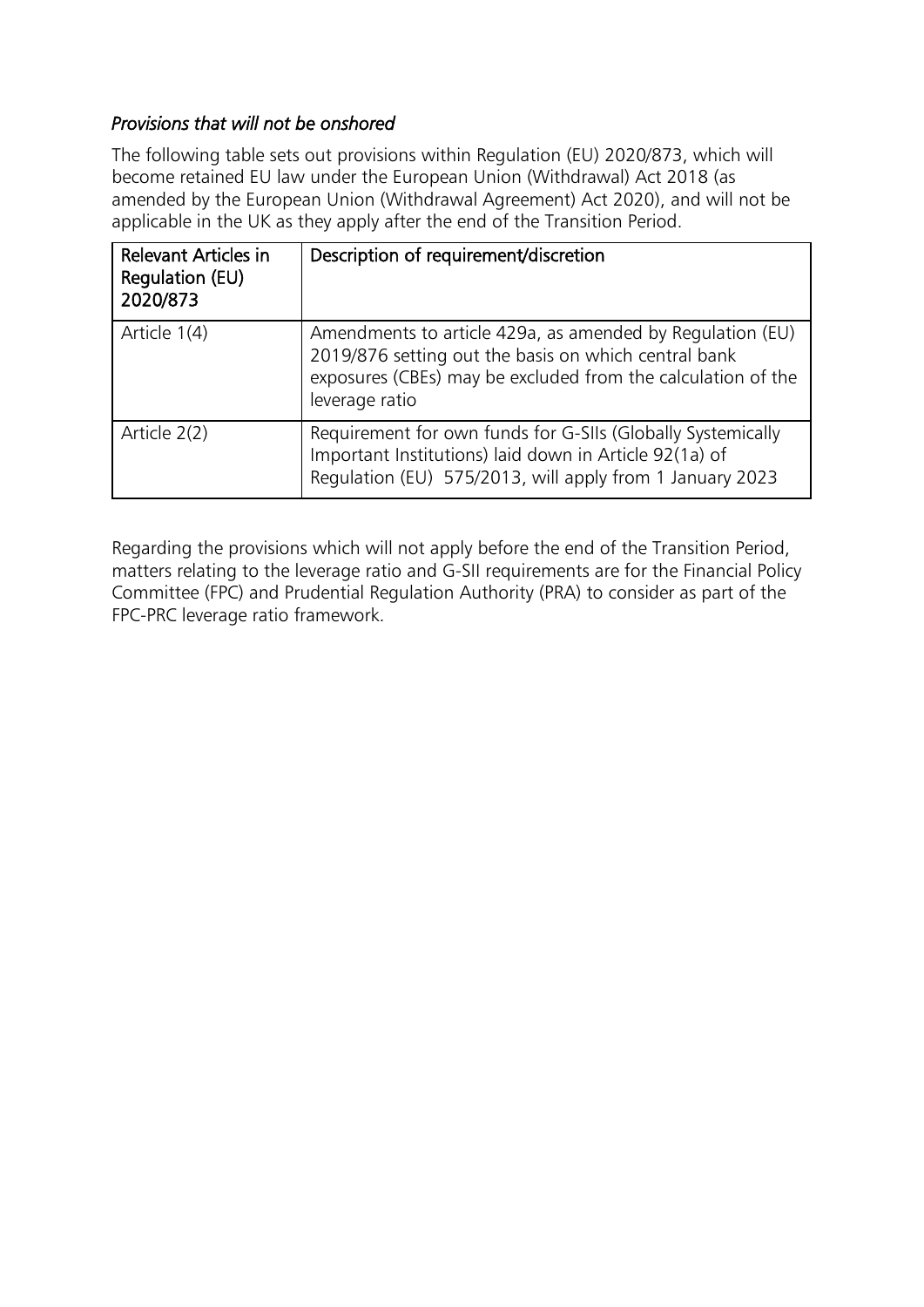*Provisions that will not be onshored*

The following table sets out provisions within Regulation (EU) 2020/873, which will become retained EU law under the European Union (Withdrawal) Act 2018 (as amended by the European Union (Withdrawal Agreement) Act 2020), and will not be applicable in the UK as they apply after the end of the Transition Period.

| Relevant Articles in Regulation (EU) 2020/873 | Description of requirement/discretion |
|---|---|
| Article 1(4) | Amendments to article 429a, as amended by Regulation (EU) 2019/876 setting out the basis on which central bank exposures (CBEs) may be excluded from the calculation of the leverage ratio |
| Article 2(2) | Requirement for own funds for G-SIIs (Globally Systemically Important Institutions) laid down in Article 92(1a) of Regulation (EU) 575/2013, will apply from 1 January 2023 |

Regarding the provisions which will not apply before the end of the Transition Period, matters relating to the leverage ratio and G-SII requirements are for the Financial Policy Committee (FPC) and Prudential Regulation Authority (PRA) to consider as part of the FPC-PRC leverage ratio framework.